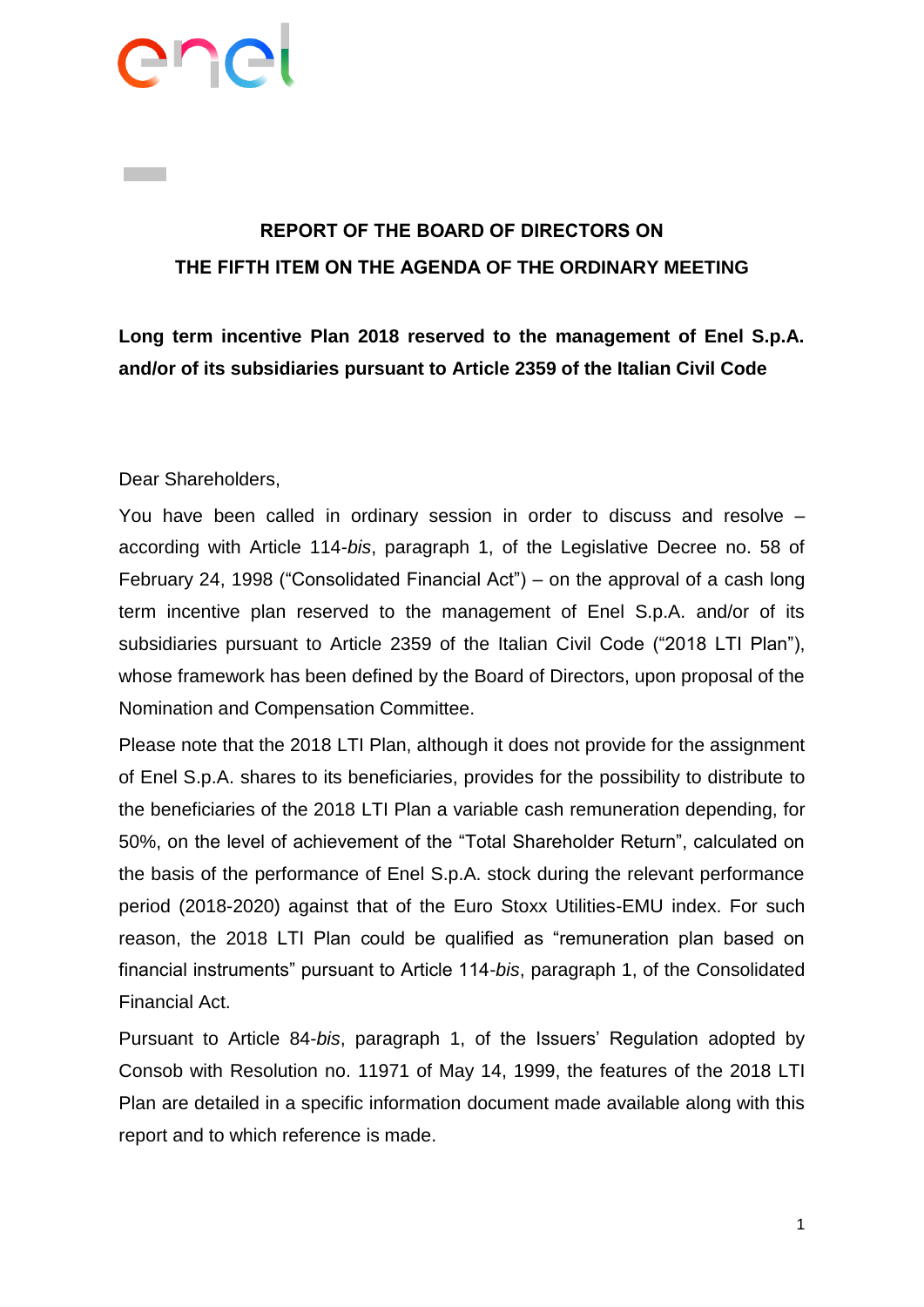## REPORT OF THE BOARD OF DIRECTORS ON THE FIFTH ITEM ON THE AGENDA OF THE ORDINARY MEETING

**Long term incentive Plan 2018 reserved to the management of Enel S.p.A. and/or of its subsidiaries pursuant to Article 2359 of the Italian Civil Code**

Dear Shareholders,

You have been called in ordinary session in order to discuss and resolve – according with Article 114-*bis*, paragraph 1, of the Legislative Decree no. 58 of February 24, 1998 ("Consolidated Financial Act") – on the approval of a cash long term incentive plan reserved to the management of Enel S.p.A. and/or of its subsidiaries pursuant to Article 2359 of the Italian Civil Code ("2018 LTI Plan"), whose framework has been defined by the Board of Directors, upon proposal of the Nomination and Compensation Committee.

Please note that the 2018 LTI Plan, although it does not provide for the assignment of Enel S.p.A. shares to its beneficiaries, provides for the possibility to distribute to the beneficiaries of the 2018 LTI Plan a variable cash remuneration depending, for 50%, on the level of achievement of the "Total Shareholder Return", calculated on the basis of the performance of Enel S.p.A. stock during the relevant performance period (2018-2020) against that of the Euro Stoxx Utilities-EMU index. For such reason, the 2018 LTI Plan could be qualified as "remuneration plan based on financial instruments" pursuant to Article 114-*bis*, paragraph 1, of the Consolidated Financial Act.

Pursuant to Article 84-*bis*, paragraph 1, of the Issuers' Regulation adopted by Consob with Resolution no. 11971 of May 14, 1999, the features of the 2018 LTI Plan are detailed in a specific information document made available along with this report and to which reference is made.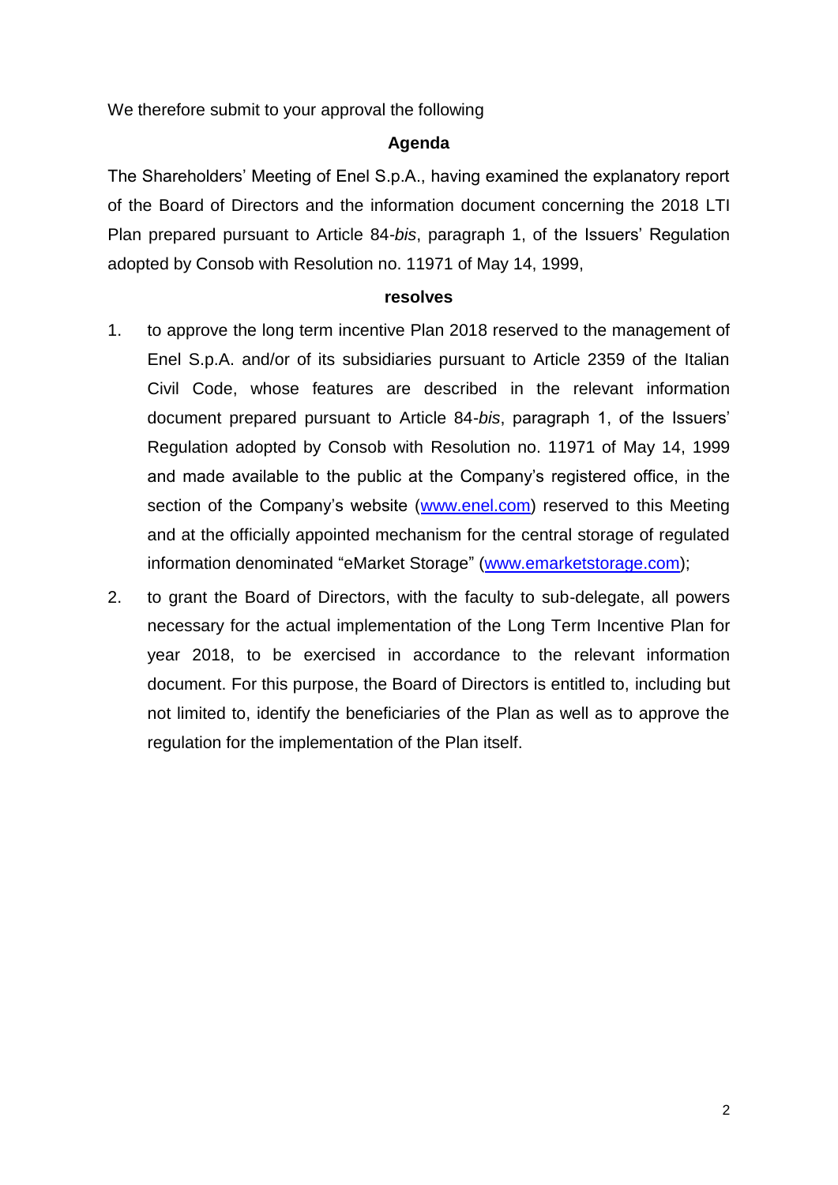We therefore submit to your approval the following

**Agenda**

The Shareholders' Meeting of Enel S.p.A., having examined the explanatory report of the Board of Directors and the information document concerning the 2018 LTI Plan prepared pursuant to Article 84-*bis*, paragraph 1, of the Issuers' Regulation adopted by Consob with Resolution no. 11971 of May 14, 1999,

**resolves**

1. to approve the long term incentive Plan 2018 reserved to the management of Enel S.p.A. and/or of its subsidiaries pursuant to Article 2359 of the Italian Civil Code, whose features are described in the relevant information document prepared pursuant to Article 84-*bis*, paragraph 1, of the Issuers' Regulation adopted by Consob with Resolution no. 11971 of May 14, 1999 and made available to the public at the Company's registered office, in the section of the Company's website (www.enel.com) reserved to this Meeting and at the officially appointed mechanism for the central storage of regulated information denominated "eMarket Storage" (www.emarketstorage.com);
2. to grant the Board of Directors, with the faculty to sub-delegate, all powers necessary for the actual implementation of the Long Term Incentive Plan for year 2018, to be exercised in accordance to the relevant information document. For this purpose, the Board of Directors is entitled to, including but not limited to, identify the beneficiaries of the Plan as well as to approve the regulation for the implementation of the Plan itself.